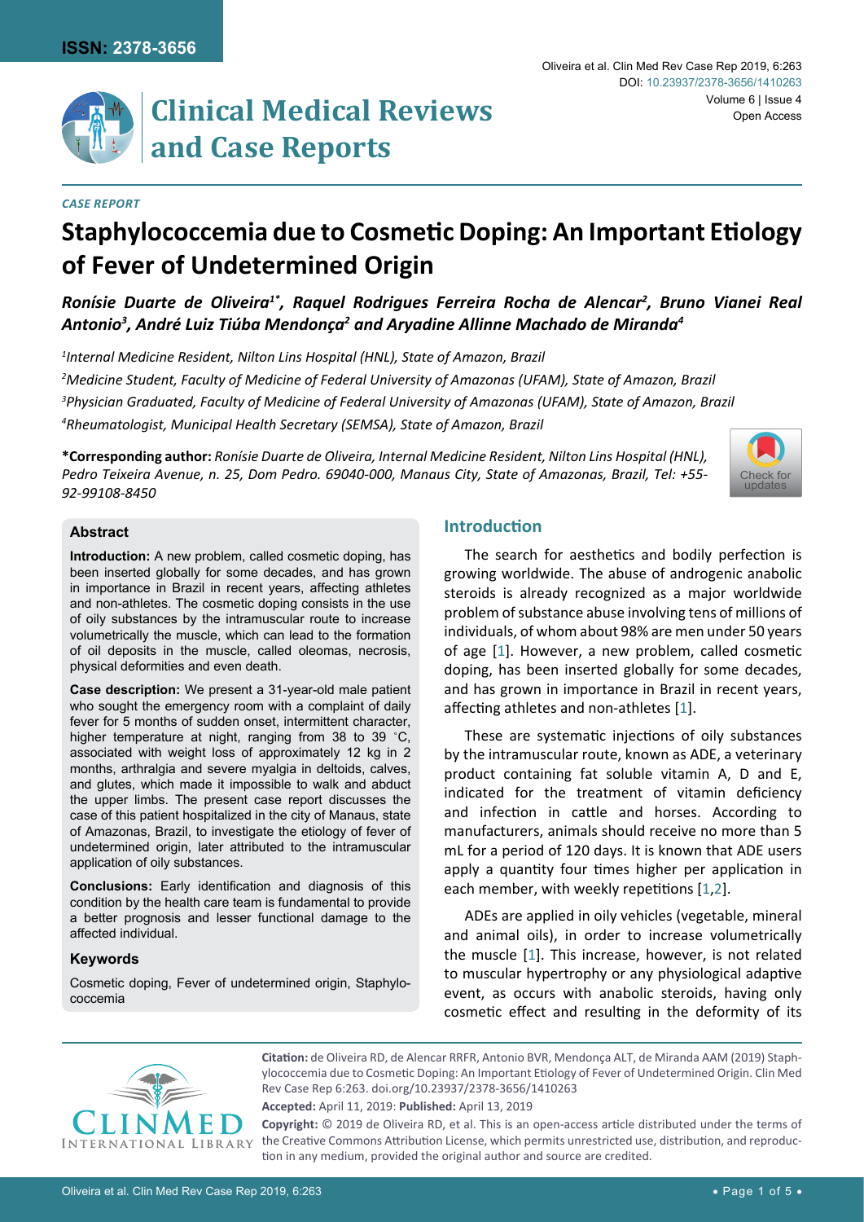*CASE REPORT*

# Staphylococcemia due to Cosmetic Doping: An Important Etiology of Fever of Undetermined Origin

***Ronísie Duarte de Oliveira[1*], Raquel Rodrigues Ferreira Rocha de Alencar[2], Bruno Vianei Real Antonio[3], André Luiz Tiúba Mendonça[2] and Aryadine Allinne Machado de Miranda[4]***

*[1]Internal Medicine Resident, Nilton Lins Hospital (HNL), State of Amazon, Brazil*

*[2]Medicine Student, Faculty of Medicine of Federal University of Amazonas (UFAM), State of Amazon, Brazil*

*[3]Physician Graduated, Faculty of Medicine of Federal University of Amazonas (UFAM), State of Amazon, Brazil*

*[4]Rheumatologist, Municipal Health Secretary (SEMSA), State of Amazon, Brazil*

**\*Corresponding author:** *Ronísie Duarte de Oliveira, Internal Medicine Resident, Nilton Lins Hospital (HNL), Pedro Teixeira Avenue, n. 25, Dom Pedro. 69040-000, Manaus City, State of Amazonas, Brazil, Tel: +55-92-99108-8450*

## Abstract

**Introduction:** A new problem, called cosmetic doping, has been inserted globally for some decades, and has grown in importance in Brazil in recent years, affecting athletes and non-athletes. The cosmetic doping consists in the use of oily substances by the intramuscular route to increase volumetrically the muscle, which can lead to the formation of oil deposits in the muscle, called oleomas, necrosis, physical deformities and even death.

**Case description:** We present a 31-year-old male patient who sought the emergency room with a complaint of daily fever for 5 months of sudden onset, intermittent character, higher temperature at night, ranging from 38 to 39 °C, associated with weight loss of approximately 12 kg in 2 months, arthralgia and severe myalgia in deltoids, calves, and glutes, which made it impossible to walk and abduct the upper limbs. The present case report discusses the case of this patient hospitalized in the city of Manaus, state of Amazonas, Brazil, to investigate the etiology of fever of undetermined origin, later attributed to the intramuscular application of oily substances.

**Conclusions:** Early identification and diagnosis of this condition by the health care team is fundamental to provide a better prognosis and lesser functional damage to the affected individual.

### Keywords

Cosmetic doping, Fever of undetermined origin, Staphylococcemia

## Introduction

The search for aesthetics and bodily perfection is growing worldwide. The abuse of androgenic anabolic steroids is already recognized as a major worldwide problem of substance abuse involving tens of millions of individuals, of whom about 98% are men under 50 years of age [1]. However, a new problem, called cosmetic doping, has been inserted globally for some decades, and has grown in importance in Brazil in recent years, affecting athletes and non-athletes [1].

These are systematic injections of oily substances by the intramuscular route, known as ADE, a veterinary product containing fat soluble vitamin A, D and E, indicated for the treatment of vitamin deficiency and infection in cattle and horses. According to manufacturers, animals should receive no more than 5 mL for a period of 120 days. It is known that ADE users apply a quantity four times higher per application in each member, with weekly repetitions [1,2].

ADEs are applied in oily vehicles (vegetable, mineral and animal oils), in order to increase volumetrically the muscle [1]. This increase, however, is not related to muscular hypertrophy or any physiological adaptive event, as occurs with anabolic steroids, having only cosmetic effect and resulting in the deformity of its

**Citation:** de Oliveira RD, de Alencar RRFR, Antonio BVR, Mendonça ALT, de Miranda AAM (2019) Staphylococcemia due to Cosmetic Doping: An Important Etiology of Fever of Undetermined Origin. Clin Med Rev Case Rep 6:263. doi.org/10.23937/2378-3656/1410263

**Accepted:** April 11, 2019: **Published:** April 13, 2019

**Copyright:** © 2019 de Oliveira RD, et al. This is an open-access article distributed under the terms of the Creative Commons Attribution License, which permits unrestricted use, distribution, and reproduction in any medium, provided the original author and source are credited.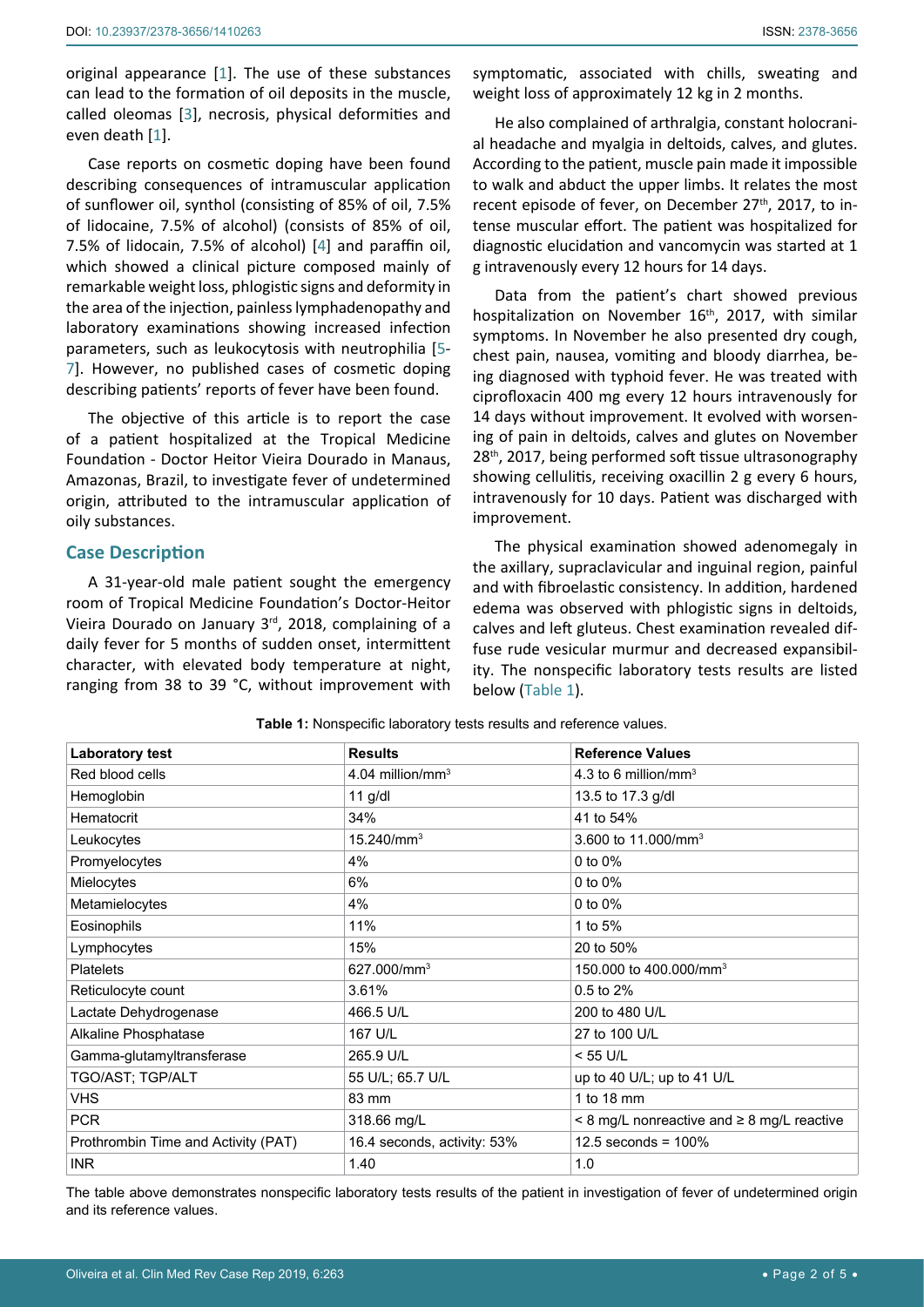original appearance [1]. The use of these substances can lead to the formation of oil deposits in the muscle, called oleomas [3], necrosis, physical deformities and even death [1].

Case reports on cosmetic doping have been found describing consequences of intramuscular application of sunflower oil, synthol (consisting of 85% of oil, 7.5% of lidocaine, 7.5% of alcohol) (consists of 85% of oil, 7.5% of lidocain, 7.5% of alcohol) [4] and paraffin oil, which showed a clinical picture composed mainly of remarkable weight loss, phlogistic signs and deformity in the area of the injection, painless lymphadenopathy and laboratory examinations showing increased infection parameters, such as leukocytosis with neutrophilia [5-7]. However, no published cases of cosmetic doping describing patients' reports of fever have been found.

The objective of this article is to report the case of a patient hospitalized at the Tropical Medicine Foundation - Doctor Heitor Vieira Dourado in Manaus, Amazonas, Brazil, to investigate fever of undetermined origin, attributed to the intramuscular application of oily substances.

## Case Description

A 31-year-old male patient sought the emergency room of Tropical Medicine Foundation's Doctor-Heitor Vieira Dourado on January 3rd, 2018, complaining of a daily fever for 5 months of sudden onset, intermittent character, with elevated body temperature at night, ranging from 38 to 39 °C, without improvement with symptomatic, associated with chills, sweating and weight loss of approximately 12 kg in 2 months.

He also complained of arthralgia, constant holocranial headache and myalgia in deltoids, calves, and glutes. According to the patient, muscle pain made it impossible to walk and abduct the upper limbs. It relates the most recent episode of fever, on December 27th, 2017, to intense muscular effort. The patient was hospitalized for diagnostic elucidation and vancomycin was started at 1 g intravenously every 12 hours for 14 days.

Data from the patient's chart showed previous hospitalization on November 16th, 2017, with similar symptoms. In November he also presented dry cough, chest pain, nausea, vomiting and bloody diarrhea, being diagnosed with typhoid fever. He was treated with ciprofloxacin 400 mg every 12 hours intravenously for 14 days without improvement. It evolved with worsening of pain in deltoids, calves and glutes on November 28th, 2017, being performed soft tissue ultrasonography showing cellulitis, receiving oxacillin 2 g every 6 hours, intravenously for 10 days. Patient was discharged with improvement.

The physical examination showed adenomegaly in the axillary, supraclavicular and inguinal region, painful and with fibroelastic consistency. In addition, hardened edema was observed with phlogistic signs in deltoids, calves and left gluteus. Chest examination revealed diffuse rude vesicular murmur and decreased expansibility. The nonspecific laboratory tests results are listed below (Table 1).

**Table 1:** Nonspecific laboratory tests results and reference values.

| Laboratory test | Results | Reference Values |
|---|---|---|
| Red blood cells | 4.04 million/mm$^3$ | 4.3 to 6 million/mm$^3$ |
| Hemoglobin | 11 g/dl | 13.5 to 17.3 g/dl |
| Hematocrit | 34% | 41 to 54% |
| Leukocytes | 15.240/mm$^3$ | 3.600 to 11.000/mm$^3$ |
| Promyelocytes | 4% | 0 to 0% |
| Mielocytes | 6% | 0 to 0% |
| Metamielocytes | 4% | 0 to 0% |
| Eosinophils | 11% | 1 to 5% |
| Lymphocytes | 15% | 20 to 50% |
| Platelets | 627.000/mm$^3$ | 150.000 to 400.000/mm$^3$ |
| Reticulocyte count | 3.61% | 0.5 to 2% |
| Lactate Dehydrogenase | 466.5 U/L | 200 to 480 U/L |
| Alkaline Phosphatase | 167 U/L | 27 to 100 U/L |
| Gamma-glutamyltransferase | 265.9 U/L | < 55 U/L |
| TGO/AST; TGP/ALT | 55 U/L; 65.7 U/L | up to 40 U/L; up to 41 U/L |
| VHS | 83 mm | 1 to 18 mm |
| PCR | 318.66 mg/L | < 8 mg/L nonreactive and ≥ 8 mg/L reactive |
| Prothrombin Time and Activity (PAT) | 16.4 seconds, activity: 53% | 12.5 seconds = 100% |
| INR | 1.40 | 1.0 |

The table above demonstrates nonspecific laboratory tests results of the patient in investigation of fever of undetermined origin and its reference values.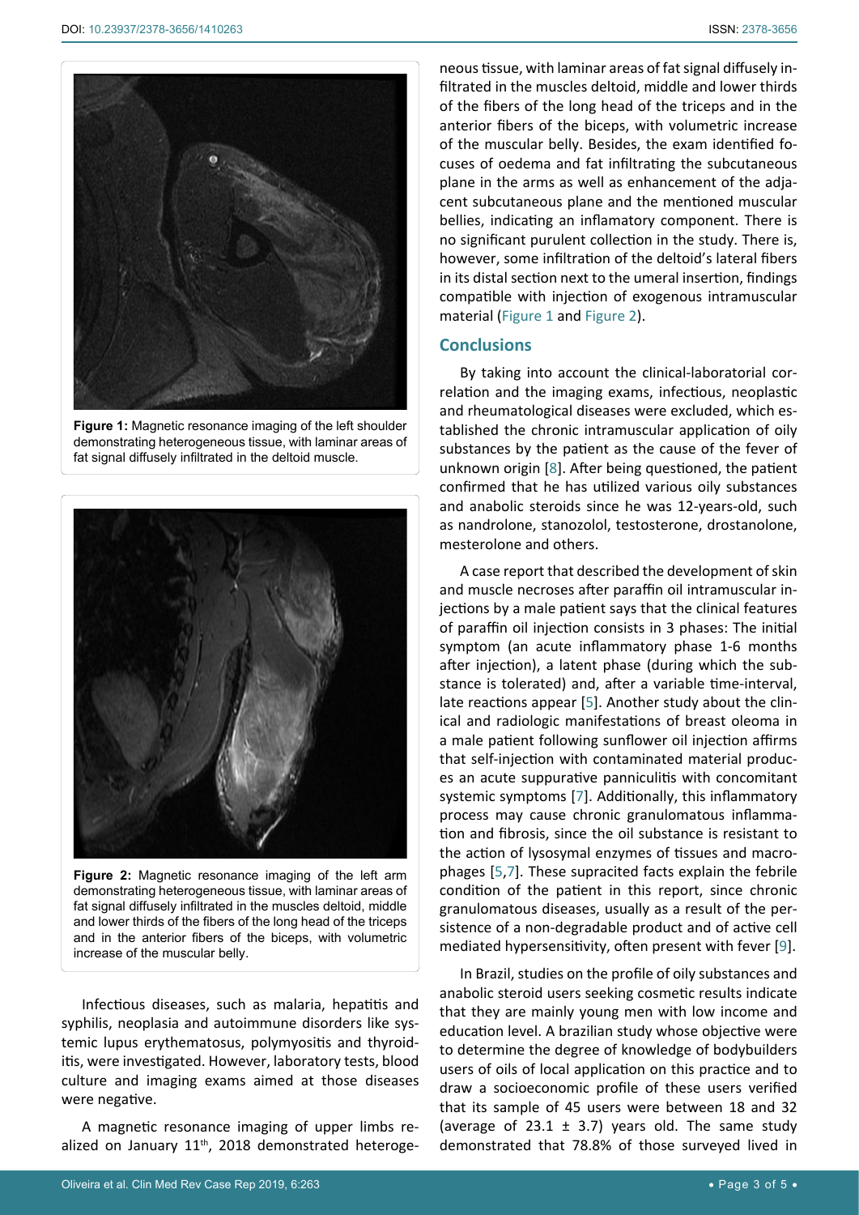**Figure 1:** Magnetic resonance imaging of the left shoulder demonstrating heterogeneous tissue, with laminar areas of fat signal diffusely infiltrated in the deltoid muscle.

**Figure 2:** Magnetic resonance imaging of the left arm demonstrating heterogeneous tissue, with laminar areas of fat signal diffusely infiltrated in the muscles deltoid, middle and lower thirds of the fibers of the long head of the triceps and in the anterior fibers of the biceps, with volumetric increase of the muscular belly.

Infectious diseases, such as malaria, hepatitis and syphilis, neoplasia and autoimmune disorders like systemic lupus erythematosus, polymyositis and thyroiditis, were investigated. However, laboratory tests, blood culture and imaging exams aimed at those diseases were negative.

A magnetic resonance imaging of upper limbs realized on January 11th, 2018 demonstrated heterogeneous tissue, with laminar areas of fat signal diffusely infiltrated in the muscles deltoid, middle and lower thirds of the fibers of the long head of the triceps and in the anterior fibers of the biceps, with volumetric increase of the muscular belly. Besides, the exam identified focuses of oedema and fat infiltrating the subcutaneous plane in the arms as well as enhancement of the adjacent subcutaneous plane and the mentioned muscular bellies, indicating an inflamatory component. There is no significant purulent collection in the study. There is, however, some infiltration of the deltoid's lateral fibers in its distal section next to the umeral insertion, findings compatible with injection of exogenous intramuscular material (Figure 1 and Figure 2).

## Conclusions

By taking into account the clinical-laboratorial correlation and the imaging exams, infectious, neoplastic and rheumatological diseases were excluded, which established the chronic intramuscular application of oily substances by the patient as the cause of the fever of unknown origin [8]. After being questioned, the patient confirmed that he has utilized various oily substances and anabolic steroids since he was 12-years-old, such as nandrolone, stanozolol, testosterone, drostanolone, mesterolone and others.

A case report that described the development of skin and muscle necroses after paraffin oil intramuscular injections by a male patient says that the clinical features of paraffin oil injection consists in 3 phases: The initial symptom (an acute inflammatory phase 1-6 months after injection), a latent phase (during which the substance is tolerated) and, after a variable time-interval, late reactions appear [5]. Another study about the clinical and radiologic manifestations of breast oleoma in a male patient following sunflower oil injection affirms that self-injection with contaminated material produces an acute suppurative panniculitis with concomitant systemic symptoms [7]. Additionally, this inflammatory process may cause chronic granulomatous inflammation and fibrosis, since the oil substance is resistant to the action of lysosymal enzymes of tissues and macrophages [5,7]. These supracited facts explain the febrile condition of the patient in this report, since chronic granulomatous diseases, usually as a result of the persistence of a non-degradable product and of active cell mediated hypersensitivity, often present with fever [9].

In Brazil, studies on the profile of oily substances and anabolic steroid users seeking cosmetic results indicate that they are mainly young men with low income and education level. A brazilian study whose objective were to determine the degree of knowledge of bodybuilders users of oils of local application on this practice and to draw a socioeconomic profile of these users verified that its sample of 45 users were between 18 and 32 (average of 23.1 ± 3.7) years old. The same study demonstrated that 78.8% of those surveyed lived in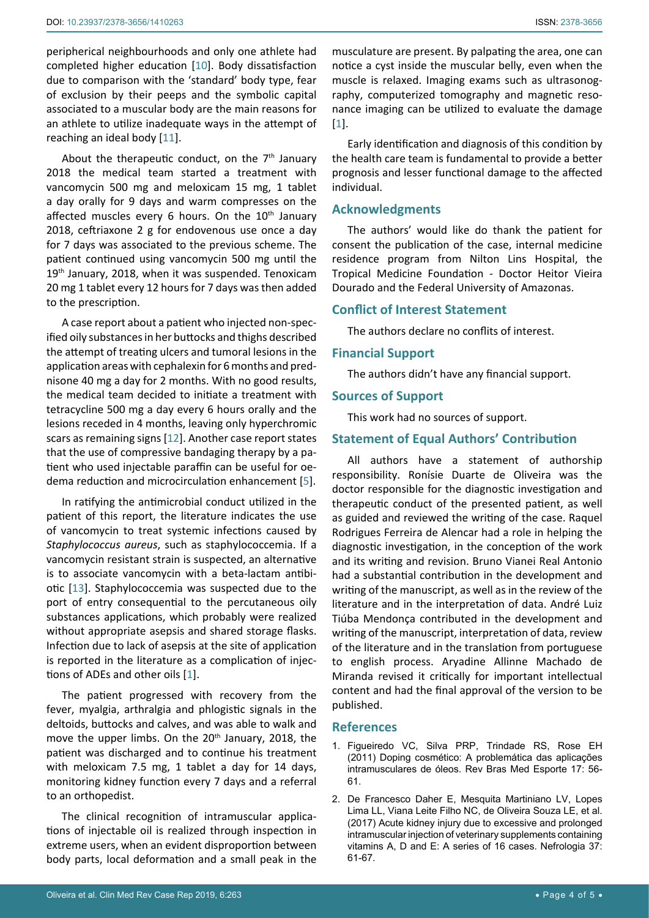peripherical neighbourhoods and only one athlete had completed higher education [10]. Body dissatisfaction due to comparison with the 'standard' body type, fear of exclusion by their peeps and the symbolic capital associated to a muscular body are the main reasons for an athlete to utilize inadequate ways in the attempt of reaching an ideal body [11].

About the therapeutic conduct, on the 7th January 2018 the medical team started a treatment with vancomycin 500 mg and meloxicam 15 mg, 1 tablet a day orally for 9 days and warm compresses on the affected muscles every 6 hours. On the 10th January 2018, ceftriaxone 2 g for endovenous use once a day for 7 days was associated to the previous scheme. The patient continued using vancomycin 500 mg until the 19th January, 2018, when it was suspended. Tenoxicam 20 mg 1 tablet every 12 hours for 7 days was then added to the prescription.

A case report about a patient who injected non-specified oily substances in her buttocks and thighs described the attempt of treating ulcers and tumoral lesions in the application areas with cephalexin for 6 months and prednisone 40 mg a day for 2 months. With no good results, the medical team decided to initiate a treatment with tetracycline 500 mg a day every 6 hours orally and the lesions receded in 4 months, leaving only hyperchromic scars as remaining signs [12]. Another case report states that the use of compressive bandaging therapy by a patient who used injectable paraffin can be useful for oedema reduction and microcirculation enhancement [5].

In ratifying the antimicrobial conduct utilized in the patient of this report, the literature indicates the use of vancomycin to treat systemic infections caused by *Staphylococcus aureus*, such as staphylococcemia. If a vancomycin resistant strain is suspected, an alternative is to associate vancomycin with a beta-lactam antibiotic [13]. Staphylococcemia was suspected due to the port of entry consequential to the percutaneous oily substances applications, which probably were realized without appropriate asepsis and shared storage flasks. Infection due to lack of asepsis at the site of application is reported in the literature as a complication of injections of ADEs and other oils [1].

The patient progressed with recovery from the fever, myalgia, arthralgia and phlogistic signals in the deltoids, buttocks and calves, and was able to walk and move the upper limbs. On the 20th January, 2018, the patient was discharged and to continue his treatment with meloxicam 7.5 mg, 1 tablet a day for 14 days, monitoring kidney function every 7 days and a referral to an orthopedist.

The clinical recognition of intramuscular applications of injectable oil is realized through inspection in extreme users, when an evident disproportion between body parts, local deformation and a small peak in the musculature are present. By palpating the area, one can notice a cyst inside the muscular belly, even when the muscle is relaxed. Imaging exams such as ultrasonography, computerized tomography and magnetic resonance imaging can be utilized to evaluate the damage [1].

Early identification and diagnosis of this condition by the health care team is fundamental to provide a better prognosis and lesser functional damage to the affected individual.

## Acknowledgments

The authors' would like do thank the patient for consent the publication of the case, internal medicine residence program from Nilton Lins Hospital, the Tropical Medicine Foundation - Doctor Heitor Vieira Dourado and the Federal University of Amazonas.

## Conflict of Interest Statement

The authors declare no conflits of interest.

## Financial Support

The authors didn't have any financial support.

## Sources of Support

This work had no sources of support.

## Statement of Equal Authors' Contribution

All authors have a statement of authorship responsibility. Ronísie Duarte de Oliveira was the doctor responsible for the diagnostic investigation and therapeutic conduct of the presented patient, as well as guided and reviewed the writing of the case. Raquel Rodrigues Ferreira de Alencar had a role in helping the diagnostic investigation, in the conception of the work and its writing and revision. Bruno Vianei Real Antonio had a substantial contribution in the development and writing of the manuscript, as well as in the review of the literature and in the interpretation of data. André Luiz Tiúba Mendonça contributed in the development and writing of the manuscript, interpretation of data, review of the literature and in the translation from portuguese to english process. Aryadine Allinne Machado de Miranda revised it critically for important intellectual content and had the final approval of the version to be published.

## References

1. Figueiredo VC, Silva PRP, Trindade RS, Rose EH (2011) Doping cosmético: A problemática das aplicações intramusculares de óleos. Rev Bras Med Esporte 17: 56-61.
2. De Francesco Daher E, Mesquita Martiniano LV, Lopes Lima LL, Viana Leite Filho NC, de Oliveira Souza LE, et al. (2017) Acute kidney injury due to excessive and prolonged intramuscular injection of veterinary supplements containing vitamins A, D and E: A series of 16 cases. Nefrologia 37: 61-67.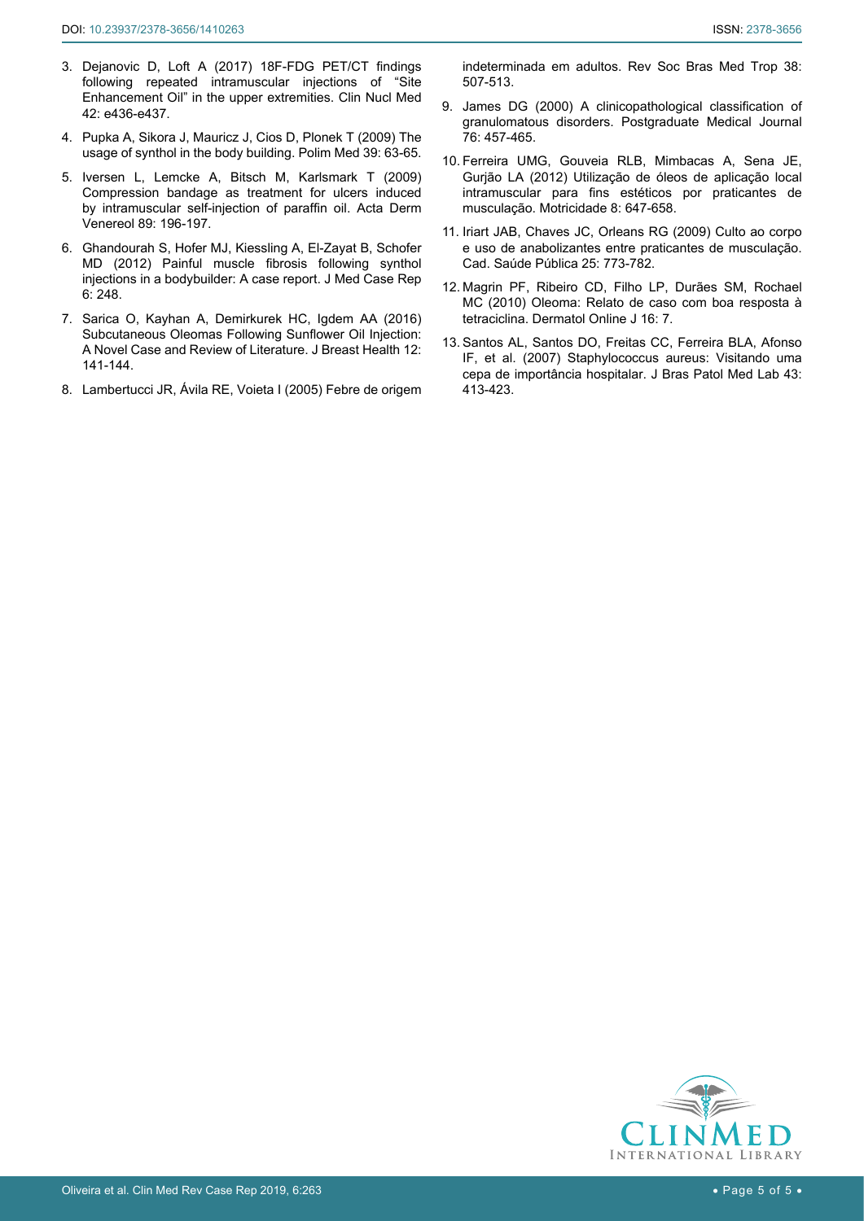3. Dejanovic D, Loft A (2017) 18F-FDG PET/CT findings following repeated intramuscular injections of "Site Enhancement Oil" in the upper extremities. Clin Nucl Med 42: e436-e437.
4. Pupka A, Sikora J, Mauricz J, Cios D, Plonek T (2009) The usage of synthol in the body building. Polim Med 39: 63-65.
5. Iversen L, Lemcke A, Bitsch M, Karlsmark T (2009) Compression bandage as treatment for ulcers induced by intramuscular self-injection of paraffin oil. Acta Derm Venereol 89: 196-197.
6. Ghandourah S, Hofer MJ, Kiessling A, El-Zayat B, Schofer MD (2012) Painful muscle fibrosis following synthol injections in a bodybuilder: A case report. J Med Case Rep 6: 248.
7. Sarica O, Kayhan A, Demirkurek HC, Igdem AA (2016) Subcutaneous Oleomas Following Sunflower Oil Injection: A Novel Case and Review of Literature. J Breast Health 12: 141-144.
8. Lambertucci JR, Ávila RE, Voieta I (2005) Febre de origem indeterminada em adultos. Rev Soc Bras Med Trop 38: 507-513.
9. James DG (2000) A clinicopathological classification of granulomatous disorders. Postgraduate Medical Journal 76: 457-465.
10. Ferreira UMG, Gouveia RLB, Mimbacas A, Sena JE, Gurjão LA (2012) Utilização de óleos de aplicação local intramuscular para fins estéticos por praticantes de musculação. Motricidade 8: 647-658.
11. Iriart JAB, Chaves JC, Orleans RG (2009) Culto ao corpo e uso de anabolizantes entre praticantes de musculação. Cad. Saúde Pública 25: 773-782.
12. Magrin PF, Ribeiro CD, Filho LP, Durães SM, Rochael MC (2010) Oleoma: Relato de caso com boa resposta à tetraciclina. Dermatol Online J 16: 7.
13. Santos AL, Santos DO, Freitas CC, Ferreira BLA, Afonso IF, et al. (2007) Staphylococcus aureus: Visitando uma cepa de importância hospitalar. J Bras Patol Med Lab 43: 413-423.